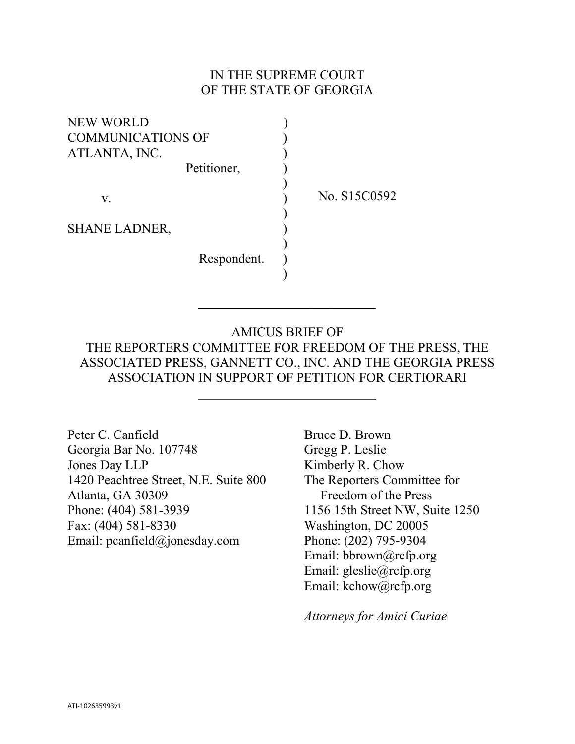# IN THE SUPREME COURT OF THE STATE OF GEORGIA

NEW WORLD COMMUNICATIONS OF ATLANTA, INC.
Petitioner,

v.

SHANE LADNER,
Respondent.

No. S15C0592

---

## AMICUS BRIEF OF THE REPORTERS COMMITTEE FOR FREEDOM OF THE PRESS, THE ASSOCIATED PRESS, GANNETT CO., INC. AND THE GEORGIA PRESS ASSOCIATION IN SUPPORT OF PETITION FOR CERTIORARI

---

Peter C. Canfield
Georgia Bar No. 107748
Jones Day LLP
1420 Peachtree Street, N.E. Suite 800
Atlanta, GA 30309
Phone: (404) 581-3939
Fax: (404) 581-8330
Email: pcanfield@jonesday.com

Bruce D. Brown
Gregg P. Leslie
Kimberly R. Chow
The Reporters Committee for Freedom of the Press
1156 15th Street NW, Suite 1250
Washington, DC 20005
Phone: (202) 795-9304
Email: bbrown@rcfp.org
Email: gleslie@rcfp.org
Email: kchow@rcfp.org

*Attorneys for Amici Curiae*

ATI-102635993v1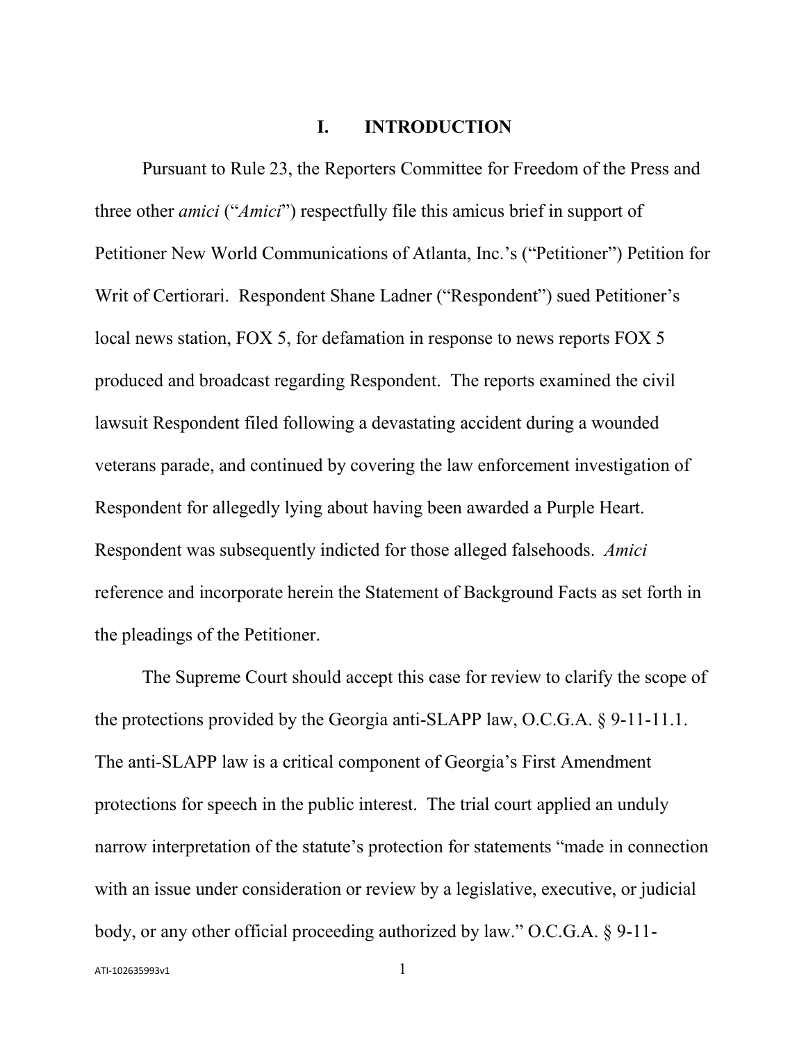# I. INTRODUCTION

Pursuant to Rule 23, the Reporters Committee for Freedom of the Press and three other *amici* ("*Amici*") respectfully file this amicus brief in support of Petitioner New World Communications of Atlanta, Inc.'s ("Petitioner") Petition for Writ of Certiorari. Respondent Shane Ladner ("Respondent") sued Petitioner's local news station, FOX 5, for defamation in response to news reports FOX 5 produced and broadcast regarding Respondent. The reports examined the civil lawsuit Respondent filed following a devastating accident during a wounded veterans parade, and continued by covering the law enforcement investigation of Respondent for allegedly lying about having been awarded a Purple Heart. Respondent was subsequently indicted for those alleged falsehoods. *Amici* reference and incorporate herein the Statement of Background Facts as set forth in the pleadings of the Petitioner.

The Supreme Court should accept this case for review to clarify the scope of the protections provided by the Georgia anti-SLAPP law, O.C.G.A. § 9-11-11.1. The anti-SLAPP law is a critical component of Georgia's First Amendment protections for speech in the public interest. The trial court applied an unduly narrow interpretation of the statute's protection for statements "made in connection with an issue under consideration or review by a legislative, executive, or judicial body, or any other official proceeding authorized by law." O.C.G.A. § 9-11-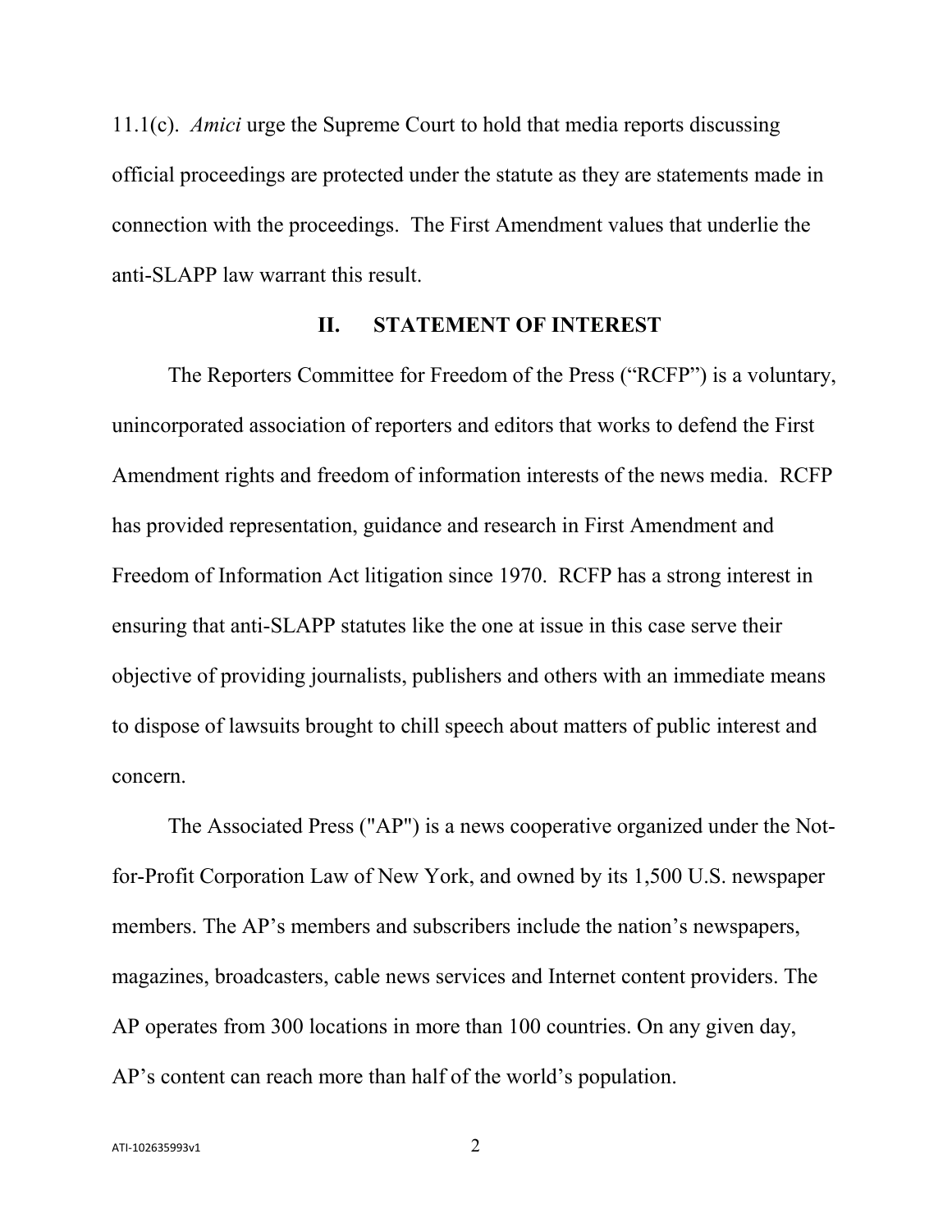11.1(c). *Amici* urge the Supreme Court to hold that media reports discussing official proceedings are protected under the statute as they are statements made in connection with the proceedings. The First Amendment values that underlie the anti-SLAPP law warrant this result.

## II. STATEMENT OF INTEREST

The Reporters Committee for Freedom of the Press ("RCFP") is a voluntary, unincorporated association of reporters and editors that works to defend the First Amendment rights and freedom of information interests of the news media. RCFP has provided representation, guidance and research in First Amendment and Freedom of Information Act litigation since 1970. RCFP has a strong interest in ensuring that anti-SLAPP statutes like the one at issue in this case serve their objective of providing journalists, publishers and others with an immediate means to dispose of lawsuits brought to chill speech about matters of public interest and concern.

The Associated Press ("AP") is a news cooperative organized under the Not-for-Profit Corporation Law of New York, and owned by its 1,500 U.S. newspaper members. The AP's members and subscribers include the nation's newspapers, magazines, broadcasters, cable news services and Internet content providers. The AP operates from 300 locations in more than 100 countries. On any given day, AP's content can reach more than half of the world's population.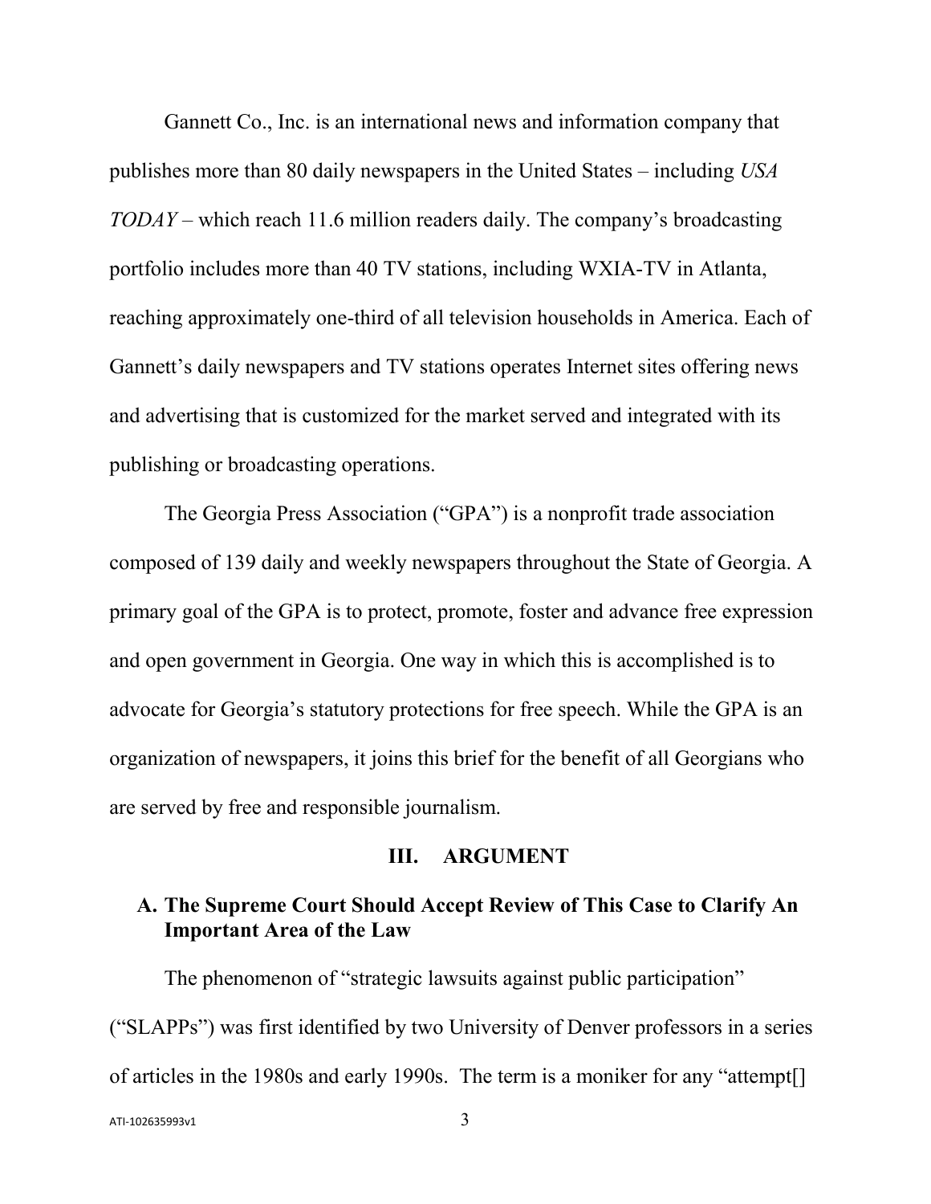Gannett Co., Inc. is an international news and information company that publishes more than 80 daily newspapers in the United States – including *USA TODAY* – which reach 11.6 million readers daily. The company's broadcasting portfolio includes more than 40 TV stations, including WXIA-TV in Atlanta, reaching approximately one-third of all television households in America. Each of Gannett's daily newspapers and TV stations operates Internet sites offering news and advertising that is customized for the market served and integrated with its publishing or broadcasting operations.

The Georgia Press Association ("GPA") is a nonprofit trade association composed of 139 daily and weekly newspapers throughout the State of Georgia. A primary goal of the GPA is to protect, promote, foster and advance free expression and open government in Georgia. One way in which this is accomplished is to advocate for Georgia's statutory protections for free speech. While the GPA is an organization of newspapers, it joins this brief for the benefit of all Georgians who are served by free and responsible journalism.

## III. ARGUMENT

### A. The Supreme Court Should Accept Review of This Case to Clarify An Important Area of the Law

The phenomenon of "strategic lawsuits against public participation" ("SLAPPs") was first identified by two University of Denver professors in a series of articles in the 1980s and early 1990s. The term is a moniker for any "attempt[]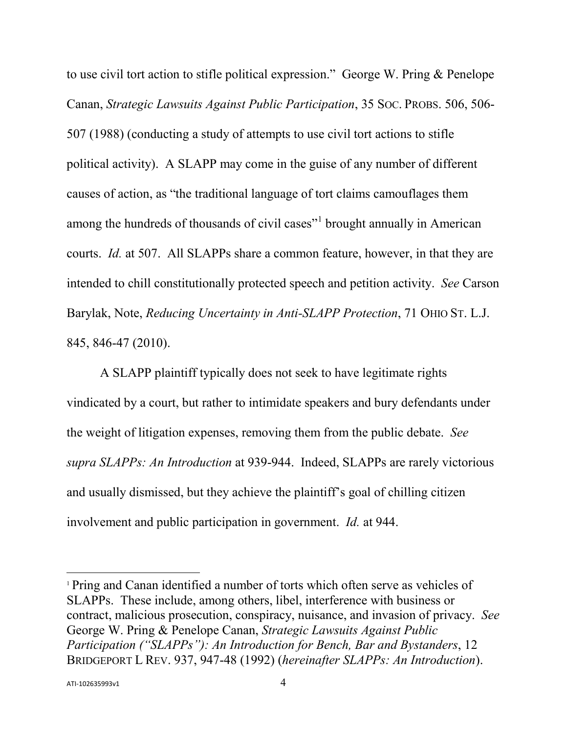to use civil tort action to stifle political expression." George W. Pring & Penelope Canan, *Strategic Lawsuits Against Public Participation*, 35 SOC. PROBS. 506, 506-507 (1988) (conducting a study of attempts to use civil tort actions to stifle political activity). A SLAPP may come in the guise of any number of different causes of action, as "the traditional language of tort claims camouflages them among the hundreds of thousands of civil cases"[1] brought annually in American courts. *Id.* at 507. All SLAPPs share a common feature, however, in that they are intended to chill constitutionally protected speech and petition activity. *See* Carson Barylak, Note, *Reducing Uncertainty in Anti-SLAPP Protection*, 71 OHIO ST. L.J. 845, 846-47 (2010).

A SLAPP plaintiff typically does not seek to have legitimate rights vindicated by a court, but rather to intimidate speakers and bury defendants under the weight of litigation expenses, removing them from the public debate. *See supra SLAPPs: An Introduction* at 939-944. Indeed, SLAPPs are rarely victorious and usually dismissed, but they achieve the plaintiff's goal of chilling citizen involvement and public participation in government. *Id.* at 944.

---

[1] Pring and Canan identified a number of torts which often serve as vehicles of SLAPPs. These include, among others, libel, interference with business or contract, malicious prosecution, conspiracy, nuisance, and invasion of privacy. *See* George W. Pring & Penelope Canan, *Strategic Lawsuits Against Public Participation ("SLAPPs"): An Introduction for Bench, Bar and Bystanders*, 12 BRIDGEPORT L REV. 937, 947-48 (1992) (*hereinafter SLAPPs: An Introduction*).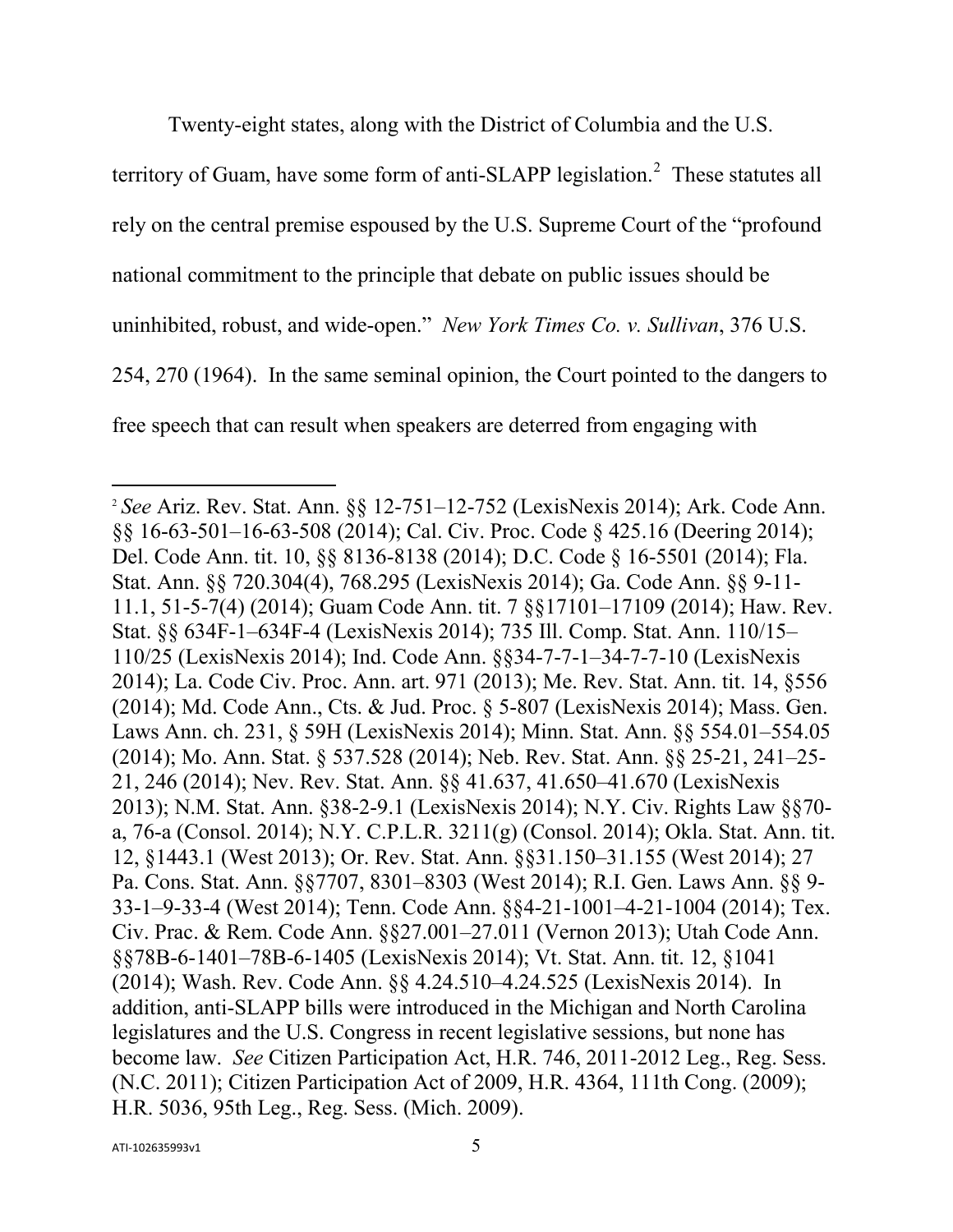Twenty-eight states, along with the District of Columbia and the U.S. territory of Guam, have some form of anti-SLAPP legislation.[2] These statutes all rely on the central premise espoused by the U.S. Supreme Court of the "profound national commitment to the principle that debate on public issues should be uninhibited, robust, and wide-open." *New York Times Co. v. Sullivan*, 376 U.S. 254, 270 (1964). In the same seminal opinion, the Court pointed to the dangers to free speech that can result when speakers are deterred from engaging with

---

[2] *See* Ariz. Rev. Stat. Ann. §§ 12-751–12-752 (LexisNexis 2014); Ark. Code Ann. §§ 16-63-501–16-63-508 (2014); Cal. Civ. Proc. Code § 425.16 (Deering 2014); Del. Code Ann. tit. 10, §§ 8136-8138 (2014); D.C. Code § 16-5501 (2014); Fla. Stat. Ann. §§ 720.304(4), 768.295 (LexisNexis 2014); Ga. Code Ann. §§ 9-11-11.1, 51-5-7(4) (2014); Guam Code Ann. tit. 7 §§17101–17109 (2014); Haw. Rev. Stat. §§ 634F-1–634F-4 (LexisNexis 2014); 735 Ill. Comp. Stat. Ann. 110/15–110/25 (LexisNexis 2014); Ind. Code Ann. §§34-7-7-1–34-7-7-10 (LexisNexis 2014); La. Code Civ. Proc. Ann. art. 971 (2013); Me. Rev. Stat. Ann. tit. 14, §556 (2014); Md. Code Ann., Cts. & Jud. Proc. § 5-807 (LexisNexis 2014); Mass. Gen. Laws Ann. ch. 231, § 59H (LexisNexis 2014); Minn. Stat. Ann. §§ 554.01–554.05 (2014); Mo. Ann. Stat. § 537.528 (2014); Neb. Rev. Stat. Ann. §§ 25-21, 241–25-21, 246 (2014); Nev. Rev. Stat. Ann. §§ 41.637, 41.650–41.670 (LexisNexis 2013); N.M. Stat. Ann. §38-2-9.1 (LexisNexis 2014); N.Y. Civ. Rights Law §§70-a, 76-a (Consol. 2014); N.Y. C.P.L.R. 3211(g) (Consol. 2014); Okla. Stat. Ann. tit. 12, §1443.1 (West 2013); Or. Rev. Stat. Ann. §§31.150–31.155 (West 2014); 27 Pa. Cons. Stat. Ann. §§7707, 8301–8303 (West 2014); R.I. Gen. Laws Ann. §§ 9-33-1–9-33-4 (West 2014); Tenn. Code Ann. §§4-21-1001–4-21-1004 (2014); Tex. Civ. Prac. & Rem. Code Ann. §§27.001–27.011 (Vernon 2013); Utah Code Ann. §§78B-6-1401–78B-6-1405 (LexisNexis 2014); Vt. Stat. Ann. tit. 12, §1041 (2014); Wash. Rev. Code Ann. §§ 4.24.510–4.24.525 (LexisNexis 2014). In addition, anti-SLAPP bills were introduced in the Michigan and North Carolina legislatures and the U.S. Congress in recent legislative sessions, but none has become law. *See* Citizen Participation Act, H.R. 746, 2011-2012 Leg., Reg. Sess. (N.C. 2011); Citizen Participation Act of 2009, H.R. 4364, 111th Cong. (2009); H.R. 5036, 95th Leg., Reg. Sess. (Mich. 2009).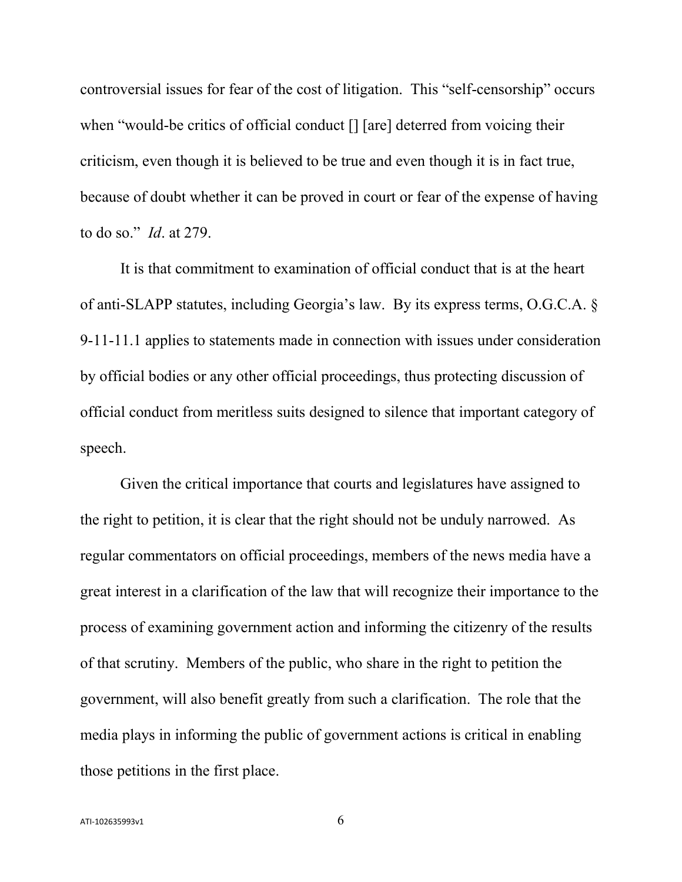controversial issues for fear of the cost of litigation. This "self-censorship" occurs when "would-be critics of official conduct [] [are] deterred from voicing their criticism, even though it is believed to be true and even though it is in fact true, because of doubt whether it can be proved in court or fear of the expense of having to do so." *Id*. at 279.

It is that commitment to examination of official conduct that is at the heart of anti-SLAPP statutes, including Georgia's law. By its express terms, O.G.C.A. § 9-11-11.1 applies to statements made in connection with issues under consideration by official bodies or any other official proceedings, thus protecting discussion of official conduct from meritless suits designed to silence that important category of speech.

Given the critical importance that courts and legislatures have assigned to the right to petition, it is clear that the right should not be unduly narrowed. As regular commentators on official proceedings, members of the news media have a great interest in a clarification of the law that will recognize their importance to the process of examining government action and informing the citizenry of the results of that scrutiny. Members of the public, who share in the right to petition the government, will also benefit greatly from such a clarification. The role that the media plays in informing the public of government actions is critical in enabling those petitions in the first place.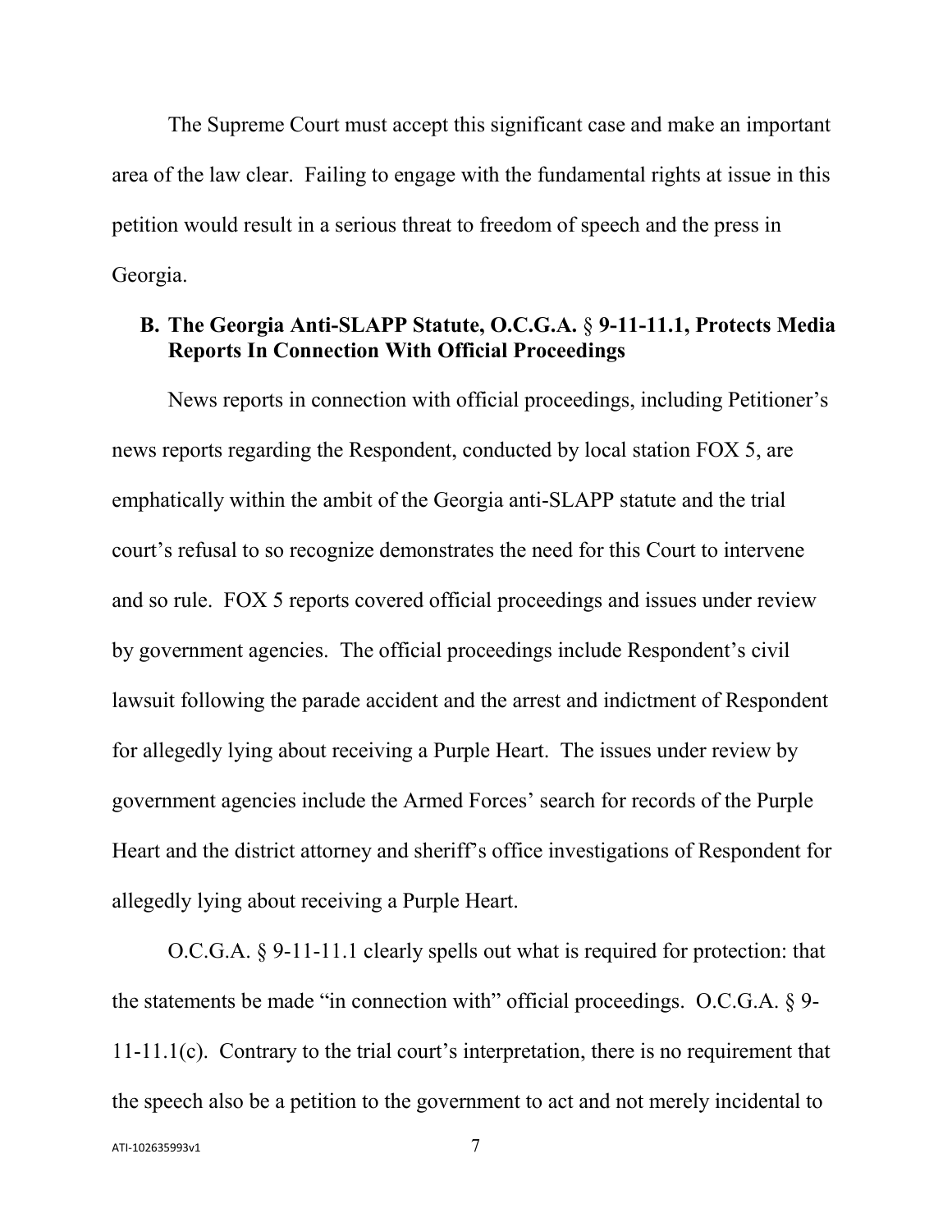The Supreme Court must accept this significant case and make an important area of the law clear. Failing to engage with the fundamental rights at issue in this petition would result in a serious threat to freedom of speech and the press in Georgia.

### B. The Georgia Anti-SLAPP Statute, O.C.G.A. § 9-11-11.1, Protects Media Reports In Connection With Official Proceedings

News reports in connection with official proceedings, including Petitioner's news reports regarding the Respondent, conducted by local station FOX 5, are emphatically within the ambit of the Georgia anti-SLAPP statute and the trial court's refusal to so recognize demonstrates the need for this Court to intervene and so rule. FOX 5 reports covered official proceedings and issues under review by government agencies. The official proceedings include Respondent's civil lawsuit following the parade accident and the arrest and indictment of Respondent for allegedly lying about receiving a Purple Heart. The issues under review by government agencies include the Armed Forces' search for records of the Purple Heart and the district attorney and sheriff's office investigations of Respondent for allegedly lying about receiving a Purple Heart.

O.C.G.A. § 9-11-11.1 clearly spells out what is required for protection: that the statements be made "in connection with" official proceedings. O.C.G.A. § 9-11-11.1(c). Contrary to the trial court's interpretation, there is no requirement that the speech also be a petition to the government to act and not merely incidental to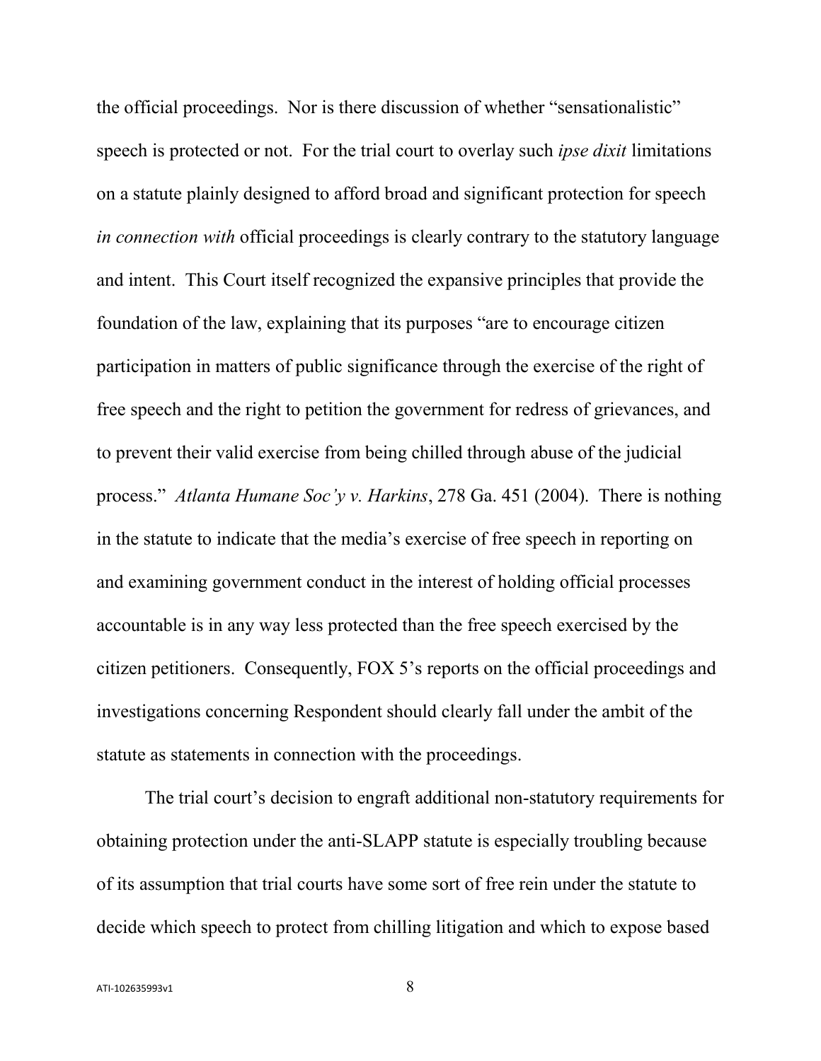the official proceedings. Nor is there discussion of whether "sensationalistic" speech is protected or not. For the trial court to overlay such *ipse dixit* limitations on a statute plainly designed to afford broad and significant protection for speech *in connection with* official proceedings is clearly contrary to the statutory language and intent. This Court itself recognized the expansive principles that provide the foundation of the law, explaining that its purposes "are to encourage citizen participation in matters of public significance through the exercise of the right of free speech and the right to petition the government for redress of grievances, and to prevent their valid exercise from being chilled through abuse of the judicial process." *Atlanta Humane Soc'y v. Harkins*, 278 Ga. 451 (2004). There is nothing in the statute to indicate that the media's exercise of free speech in reporting on and examining government conduct in the interest of holding official processes accountable is in any way less protected than the free speech exercised by the citizen petitioners. Consequently, FOX 5's reports on the official proceedings and investigations concerning Respondent should clearly fall under the ambit of the statute as statements in connection with the proceedings.

The trial court's decision to engraft additional non-statutory requirements for obtaining protection under the anti-SLAPP statute is especially troubling because of its assumption that trial courts have some sort of free rein under the statute to decide which speech to protect from chilling litigation and which to expose based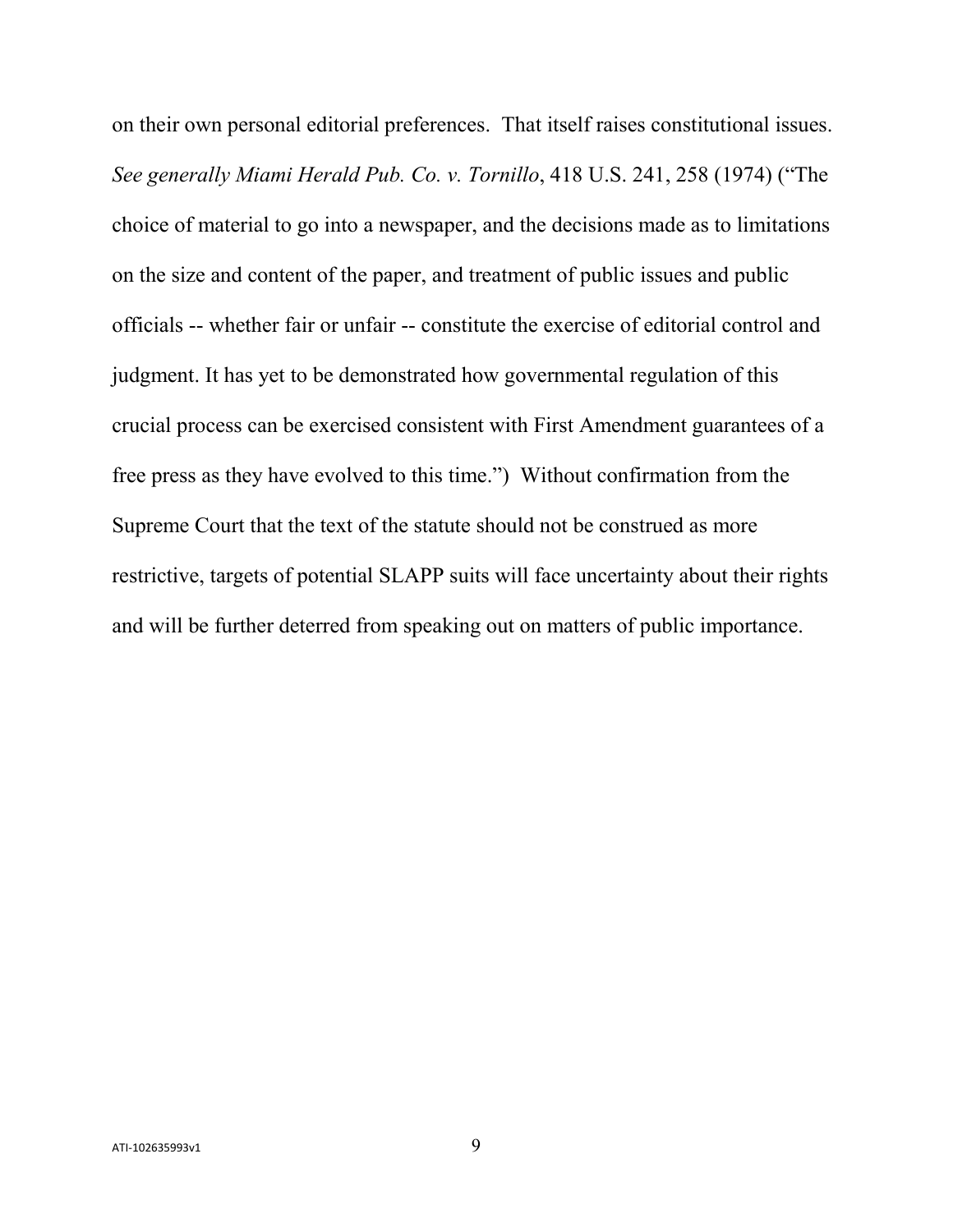on their own personal editorial preferences. That itself raises constitutional issues. *See generally Miami Herald Pub. Co. v. Tornillo*, 418 U.S. 241, 258 (1974) ("The choice of material to go into a newspaper, and the decisions made as to limitations on the size and content of the paper, and treatment of public issues and public officials -- whether fair or unfair -- constitute the exercise of editorial control and judgment. It has yet to be demonstrated how governmental regulation of this crucial process can be exercised consistent with First Amendment guarantees of a free press as they have evolved to this time.") Without confirmation from the Supreme Court that the text of the statute should not be construed as more restrictive, targets of potential SLAPP suits will face uncertainty about their rights and will be further deterred from speaking out on matters of public importance.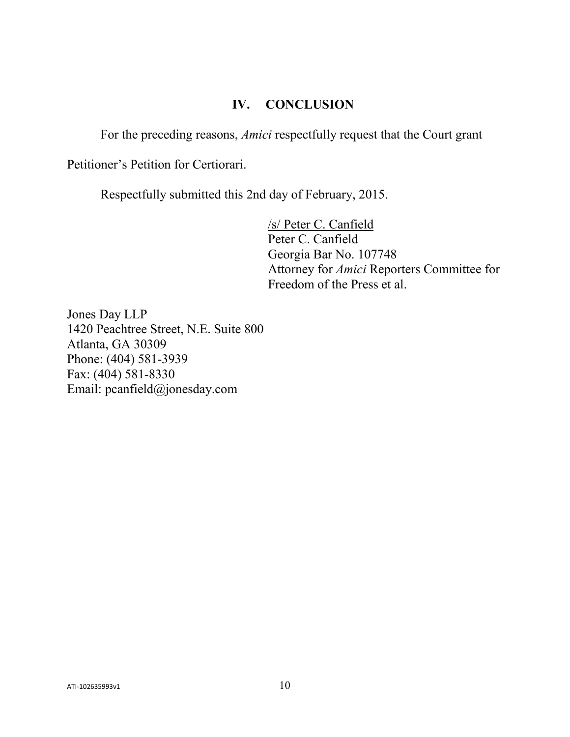## IV. CONCLUSION

For the preceding reasons, *Amici* respectfully request that the Court grant Petitioner's Petition for Certiorari.

Respectfully submitted this 2nd day of February, 2015.

/s/ Peter C. Canfield
Peter C. Canfield
Georgia Bar No. 107748
Attorney for *Amici* Reporters Committee for Freedom of the Press et al.

Jones Day LLP
1420 Peachtree Street, N.E. Suite 800
Atlanta, GA 30309
Phone: (404) 581-3939
Fax: (404) 581-8330
Email: pcanfield@jonesday.com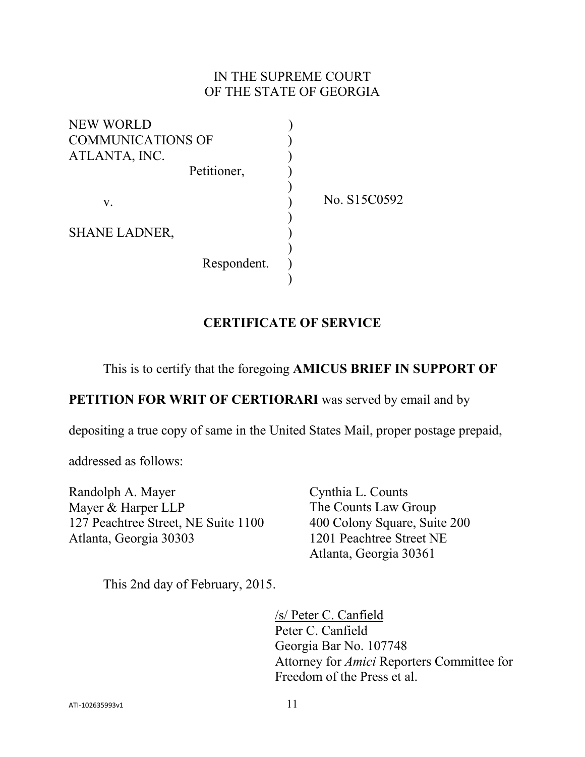IN THE SUPREME COURT
OF THE STATE OF GEORGIA

| | | |
|---|---|---|
| NEW WORLD COMMUNICATIONS OF ATLANTA, INC. Petitioner, | ) | |
| v. | ) | No. S15C0592 |
| SHANE LADNER, Respondent. | ) | |

## CERTIFICATE OF SERVICE

This is to certify that the foregoing **AMICUS BRIEF IN SUPPORT OF PETITION FOR WRIT OF CERTIORARI** was served by email and by depositing a true copy of same in the United States Mail, proper postage prepaid, addressed as follows:

Randolph A. Mayer
Mayer & Harper LLP
127 Peachtree Street, NE Suite 1100
Atlanta, Georgia 30303

Cynthia L. Counts
The Counts Law Group
400 Colony Square, Suite 200
1201 Peachtree Street NE
Atlanta, Georgia 30361

This 2nd day of February, 2015.

/s/ Peter C. Canfield
Peter C. Canfield
Georgia Bar No. 107748
Attorney for *Amici* Reporters Committee for Freedom of the Press et al.

ATI-102635993v1